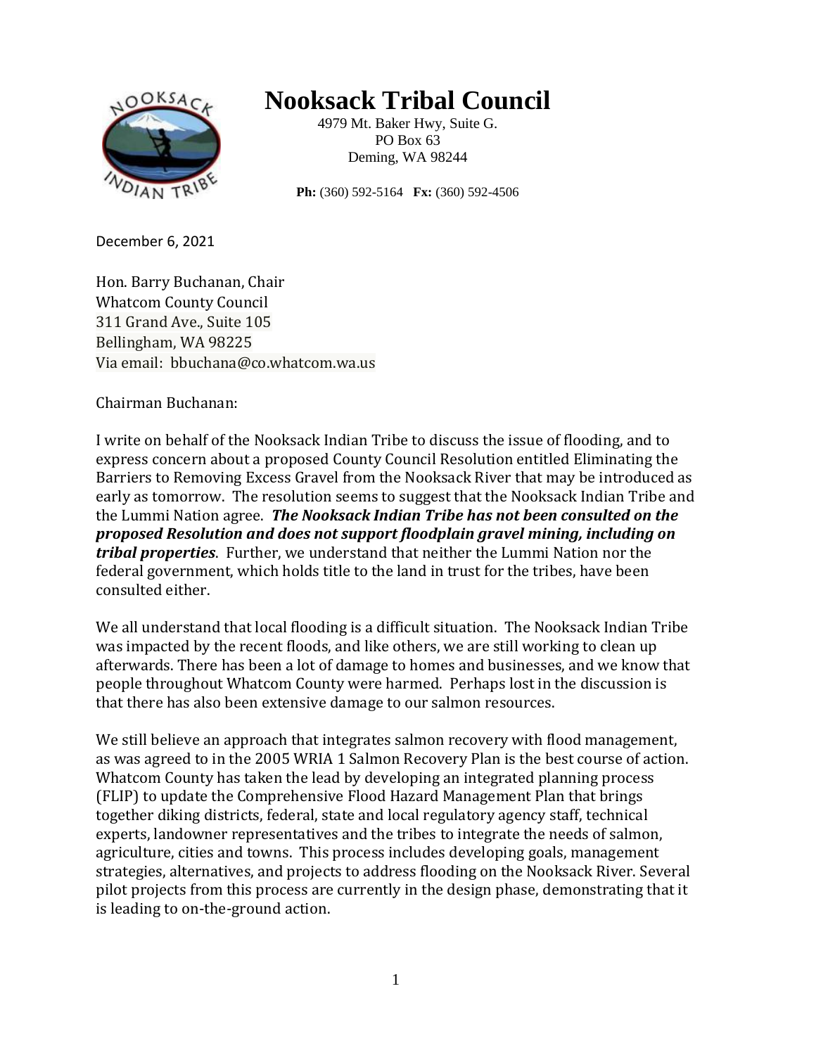# Nooksack Tribal Council

4979 Mt. Baker Hwy, Suite G.
PO Box 63
Deming, WA 98244

**Ph:** (360) 592-5164 **Fx:** (360) 592-4506

December 6, 2021

Hon. Barry Buchanan, Chair
Whatcom County Council
311 Grand Ave., Suite 105
Bellingham, WA 98225
Via email: bbuchana@co.whatcom.wa.us

Chairman Buchanan:

I write on behalf of the Nooksack Indian Tribe to discuss the issue of flooding, and to express concern about a proposed County Council Resolution entitled Eliminating the Barriers to Removing Excess Gravel from the Nooksack River that may be introduced as early as tomorrow. The resolution seems to suggest that the Nooksack Indian Tribe and the Lummi Nation agree. ***The Nooksack Indian Tribe has not been consulted on the proposed Resolution and does not support floodplain gravel mining, including on tribal properties***. Further, we understand that neither the Lummi Nation nor the federal government, which holds title to the land in trust for the tribes, have been consulted either.

We all understand that local flooding is a difficult situation. The Nooksack Indian Tribe was impacted by the recent floods, and like others, we are still working to clean up afterwards. There has been a lot of damage to homes and businesses, and we know that people throughout Whatcom County were harmed. Perhaps lost in the discussion is that there has also been extensive damage to our salmon resources.

We still believe an approach that integrates salmon recovery with flood management, as was agreed to in the 2005 WRIA 1 Salmon Recovery Plan is the best course of action. Whatcom County has taken the lead by developing an integrated planning process (FLIP) to update the Comprehensive Flood Hazard Management Plan that brings together diking districts, federal, state and local regulatory agency staff, technical experts, landowner representatives and the tribes to integrate the needs of salmon, agriculture, cities and towns. This process includes developing goals, management strategies, alternatives, and projects to address flooding on the Nooksack River. Several pilot projects from this process are currently in the design phase, demonstrating that it is leading to on-the-ground action.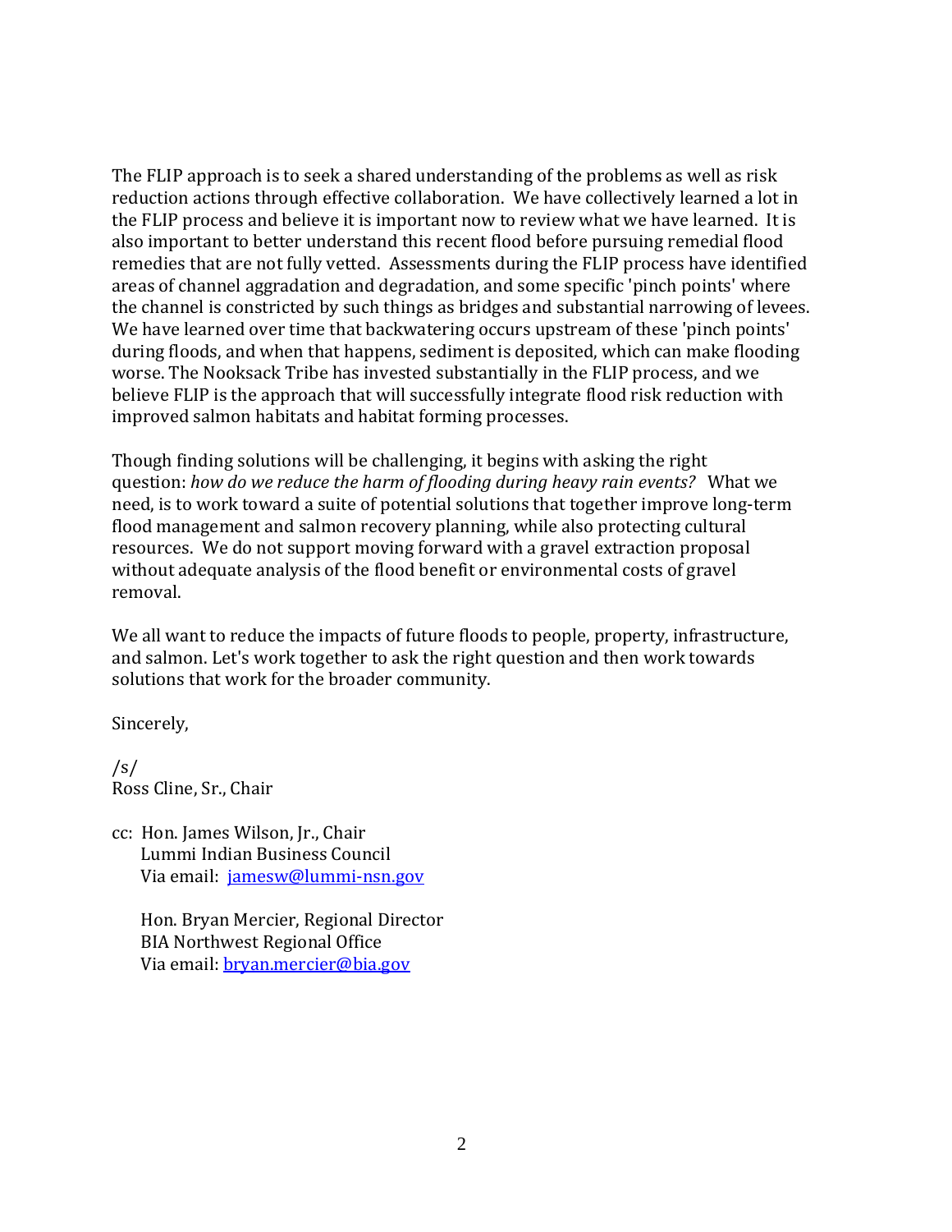The FLIP approach is to seek a shared understanding of the problems as well as risk reduction actions through effective collaboration. We have collectively learned a lot in the FLIP process and believe it is important now to review what we have learned. It is also important to better understand this recent flood before pursuing remedial flood remedies that are not fully vetted. Assessments during the FLIP process have identified areas of channel aggradation and degradation, and some specific 'pinch points' where the channel is constricted by such things as bridges and substantial narrowing of levees. We have learned over time that backwatering occurs upstream of these 'pinch points' during floods, and when that happens, sediment is deposited, which can make flooding worse. The Nooksack Tribe has invested substantially in the FLIP process, and we believe FLIP is the approach that will successfully integrate flood risk reduction with improved salmon habitats and habitat forming processes.

Though finding solutions will be challenging, it begins with asking the right question: *how do we reduce the harm of flooding during heavy rain events?* What we need, is to work toward a suite of potential solutions that together improve long-term flood management and salmon recovery planning, while also protecting cultural resources. We do not support moving forward with a gravel extraction proposal without adequate analysis of the flood benefit or environmental costs of gravel removal.

We all want to reduce the impacts of future floods to people, property, infrastructure, and salmon. Let's work together to ask the right question and then work towards solutions that work for the broader community.

Sincerely,

/s/
Ross Cline, Sr., Chair

cc: Hon. James Wilson, Jr., Chair
Lummi Indian Business Council
Via email: jamesw@lummi-nsn.gov

Hon. Bryan Mercier, Regional Director
BIA Northwest Regional Office
Via email: bryan.mercier@bia.gov